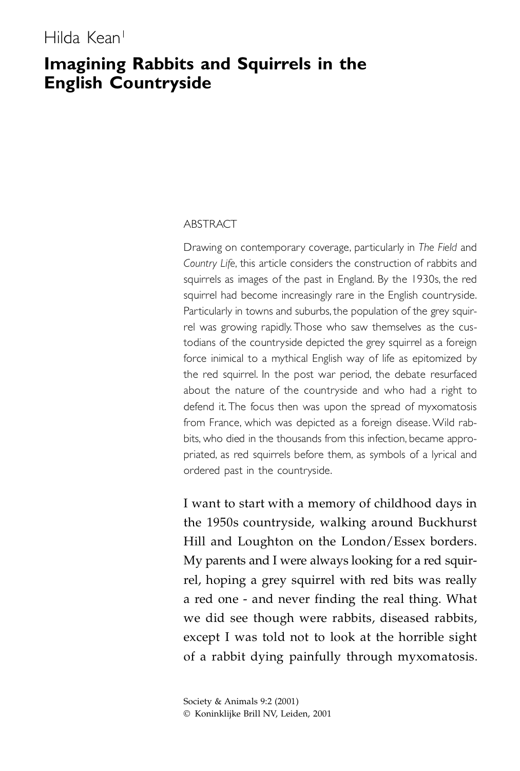Hilda Kean[1]

# Imagining Rabbits and Squirrels in the English Countryside

ABSTRACT

Drawing on contemporary coverage, particularly in *The Field* and *Country Life*, this article considers the construction of rabbits and squirrels as images of the past in England. By the 1930s, the red squirrel had become increasingly rare in the English countryside. Particularly in towns and suburbs, the population of the grey squirrel was growing rapidly. Those who saw themselves as the custodians of the countryside depicted the grey squirrel as a foreign force inimical to a mythical English way of life as epitomized by the red squirrel. In the post war period, the debate resurfaced about the nature of the countryside and who had a right to defend it. The focus then was upon the spread of myxomatosis from France, which was depicted as a foreign disease. Wild rabbits, who died in the thousands from this infection, became appropriated, as red squirrels before them, as symbols of a lyrical and ordered past in the countryside.

I want to start with a memory of childhood days in the 1950s countryside, walking around Buckhurst Hill and Loughton on the London/Essex borders. My parents and I were always looking for a red squirrel, hoping a grey squirrel with red bits was really a red one - and never finding the real thing. What we did see though were rabbits, diseased rabbits, except I was told not to look at the horrible sight of a rabbit dying painfully through myxomatosis.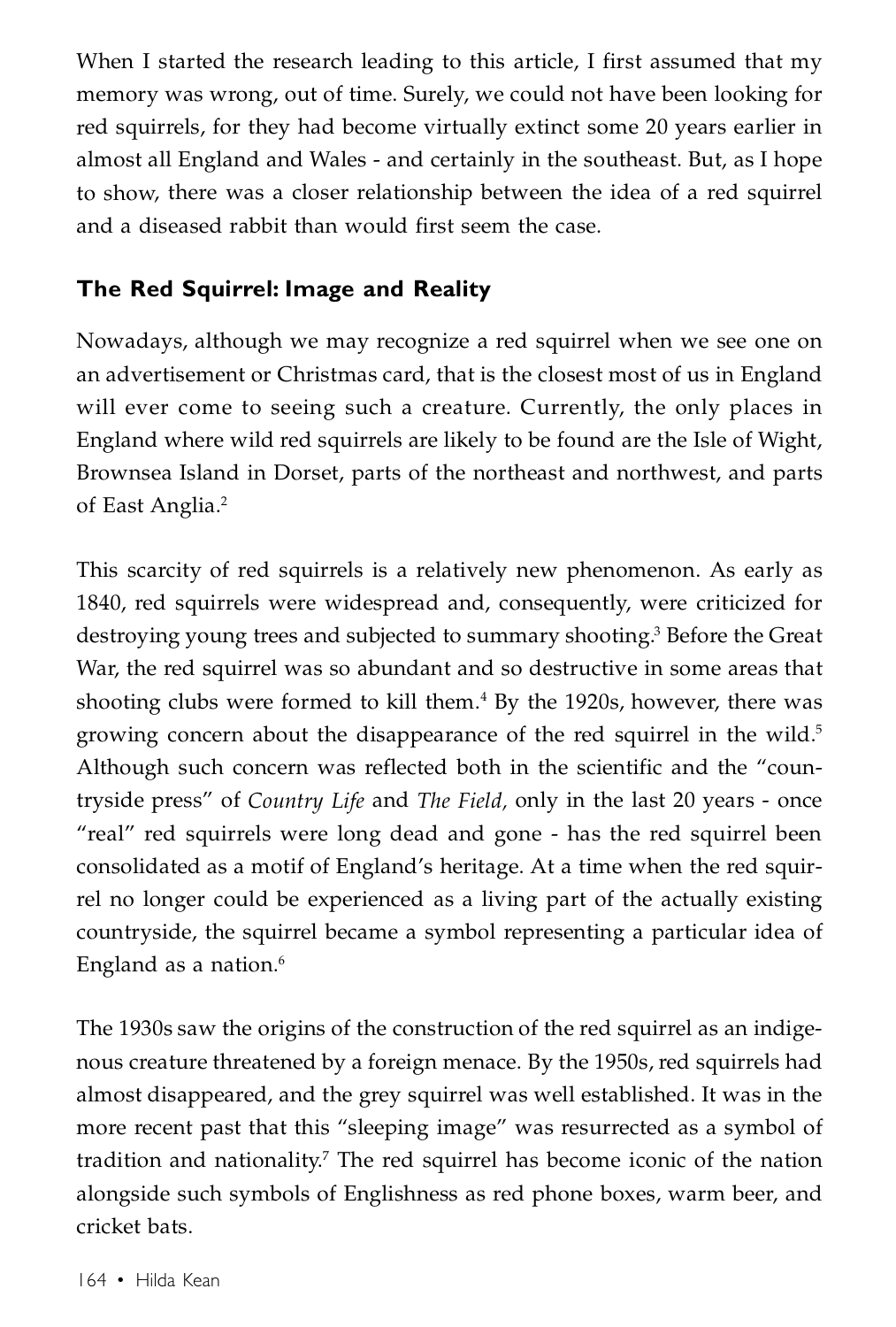When I started the research leading to this article, I first assumed that my memory was wrong, out of time. Surely, we could not have been looking for red squirrels, for they had become virtually extinct some 20 years earlier in almost all England and Wales - and certainly in the southeast. But, as I hope to show, there was a closer relationship between the idea of a red squirrel and a diseased rabbit than would first seem the case.

## The Red Squirrel: Image and Reality

Nowadays, although we may recognize a red squirrel when we see one on an advertisement or Christmas card, that is the closest most of us in England will ever come to seeing such a creature. Currently, the only places in England where wild red squirrels are likely to be found are the Isle of Wight, Brownsea Island in Dorset, parts of the northeast and northwest, and parts of East Anglia.[2]

This scarcity of red squirrels is a relatively new phenomenon. As early as 1840, red squirrels were widespread and, consequently, were criticized for destroying young trees and subjected to summary shooting.[3] Before the Great War, the red squirrel was so abundant and so destructive in some areas that shooting clubs were formed to kill them.[4] By the 1920s, however, there was growing concern about the disappearance of the red squirrel in the wild.[5] Although such concern was reflected both in the scientific and the "countryside press" of *Country Life* and *The Field,* only in the last 20 years - once "real" red squirrels were long dead and gone - has the red squirrel been consolidated as a motif of England's heritage. At a time when the red squirrel no longer could be experienced as a living part of the actually existing countryside, the squirrel became a symbol representing a particular idea of England as a nation.[6]

The 1930s saw the origins of the construction of the red squirrel as an indigenous creature threatened by a foreign menace. By the 1950s, red squirrels had almost disappeared, and the grey squirrel was well established. It was in the more recent past that this "sleeping image" was resurrected as a symbol of tradition and nationality.[7] The red squirrel has become iconic of the nation alongside such symbols of Englishness as red phone boxes, warm beer, and cricket bats.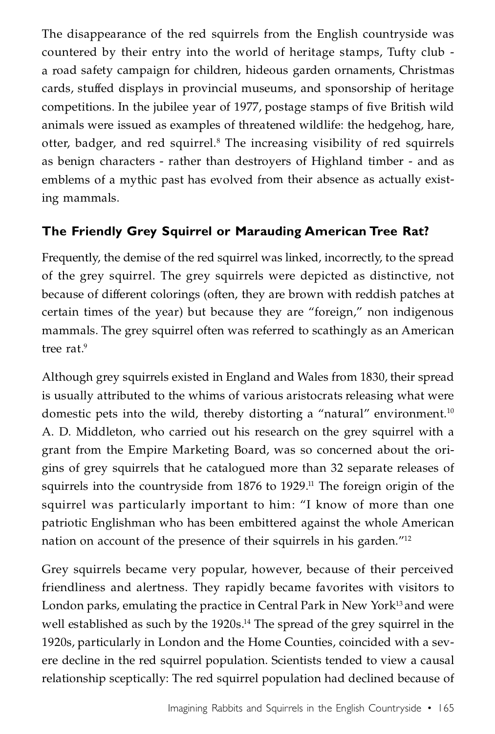The disappearance of the red squirrels from the English countryside was countered by their entry into the world of heritage stamps, Tufty club - a road safety campaign for children, hideous garden ornaments, Christmas cards, stuffed displays in provincial museums, and sponsorship of heritage competitions. In the jubilee year of 1977, postage stamps of five British wild animals were issued as examples of threatened wildlife: the hedgehog, hare, otter, badger, and red squirrel.[8] The increasing visibility of red squirrels as benign characters - rather than destroyers of Highland timber - and as emblems of a mythic past has evolved from their absence as actually existing mammals.

## The Friendly Grey Squirrel or Marauding American Tree Rat?

Frequently, the demise of the red squirrel was linked, incorrectly, to the spread of the grey squirrel. The grey squirrels were depicted as distinctive, not because of different colorings (often, they are brown with reddish patches at certain times of the year) but because they are "foreign," non indigenous mammals. The grey squirrel often was referred to scathingly as an American tree rat.[9]

Although grey squirrels existed in England and Wales from 1830, their spread is usually attributed to the whims of various aristocrats releasing what were domestic pets into the wild, thereby distorting a "natural" environment.[10] A. D. Middleton, who carried out his research on the grey squirrel with a grant from the Empire Marketing Board, was so concerned about the origins of grey squirrels that he catalogued more than 32 separate releases of squirrels into the countryside from 1876 to 1929.[11] The foreign origin of the squirrel was particularly important to him: "I know of more than one patriotic Englishman who has been embittered against the whole American nation on account of the presence of their squirrels in his garden."[12]

Grey squirrels became very popular, however, because of their perceived friendliness and alertness. They rapidly became favorites with visitors to London parks, emulating the practice in Central Park in New York[13] and were well established as such by the 1920s.[14] The spread of the grey squirrel in the 1920s, particularly in London and the Home Counties, coincided with a severe decline in the red squirrel population. Scientists tended to view a causal relationship sceptically: The red squirrel population had declined because of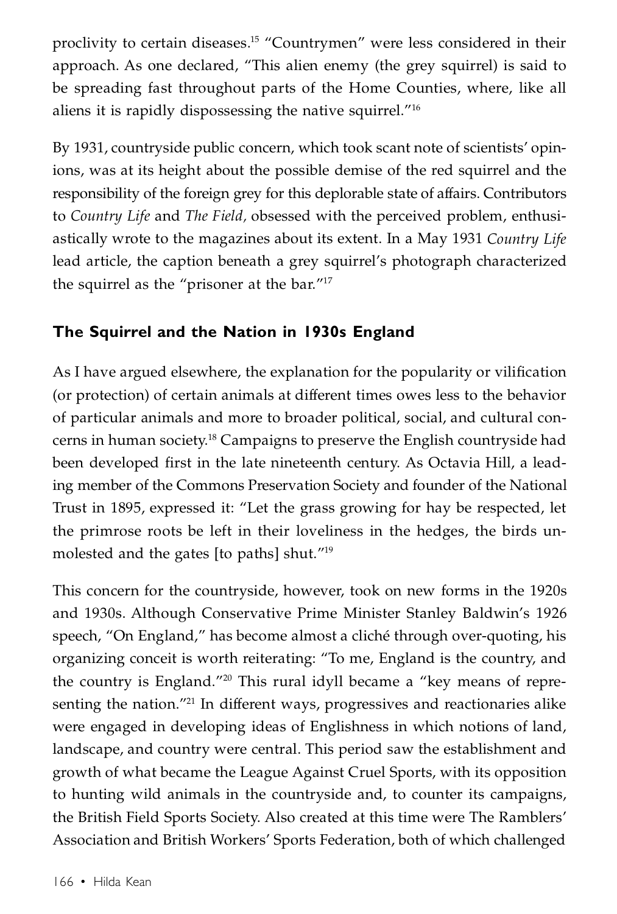proclivity to certain diseases.[15] "Countrymen" were less considered in their approach. As one declared, "This alien enemy (the grey squirrel) is said to be spreading fast throughout parts of the Home Counties, where, like all aliens it is rapidly dispossessing the native squirrel."[16]

By 1931, countryside public concern, which took scant note of scientists' opinions, was at its height about the possible demise of the red squirrel and the responsibility of the foreign grey for this deplorable state of affairs. Contributors to *Country Life* and *The Field*, obsessed with the perceived problem, enthusiastically wrote to the magazines about its extent. In a May 1931 *Country Life* lead article, the caption beneath a grey squirrel's photograph characterized the squirrel as the "prisoner at the bar."[17]

## The Squirrel and the Nation in 1930s England

As I have argued elsewhere, the explanation for the popularity or vilification (or protection) of certain animals at different times owes less to the behavior of particular animals and more to broader political, social, and cultural concerns in human society.[18] Campaigns to preserve the English countryside had been developed first in the late nineteenth century. As Octavia Hill, a leading member of the Commons Preservation Society and founder of the National Trust in 1895, expressed it: "Let the grass growing for hay be respected, let the primrose roots be left in their loveliness in the hedges, the birds unmolested and the gates [to paths] shut."[19]

This concern for the countryside, however, took on new forms in the 1920s and 1930s. Although Conservative Prime Minister Stanley Baldwin's 1926 speech, "On England," has become almost a cliché through over-quoting, his organizing conceit is worth reiterating: "To me, England is the country, and the country is England."[20] This rural idyll became a "key means of representing the nation."[21] In different ways, progressives and reactionaries alike were engaged in developing ideas of Englishness in which notions of land, landscape, and country were central. This period saw the establishment and growth of what became the League Against Cruel Sports, with its opposition to hunting wild animals in the countryside and, to counter its campaigns, the British Field Sports Society. Also created at this time were The Ramblers' Association and British Workers' Sports Federation, both of which challenged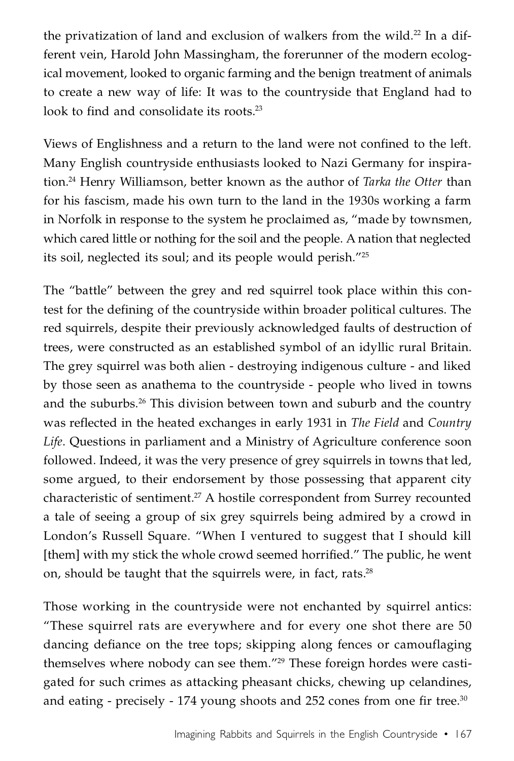the privatization of land and exclusion of walkers from the wild.[22] In a different vein, Harold John Massingham, the forerunner of the modern ecological movement, looked to organic farming and the benign treatment of animals to create a new way of life: It was to the countryside that England had to look to find and consolidate its roots.[23]

Views of Englishness and a return to the land were not confined to the left. Many English countryside enthusiasts looked to Nazi Germany for inspiration.[24] Henry Williamson, better known as the author of *Tarka the Otter* than for his fascism, made his own turn to the land in the 1930s working a farm in Norfolk in response to the system he proclaimed as, "made by townsmen, which cared little or nothing for the soil and the people. A nation that neglected its soil, neglected its soul; and its people would perish."[25]

The "battle" between the grey and red squirrel took place within this contest for the defining of the countryside within broader political cultures. The red squirrels, despite their previously acknowledged faults of destruction of trees, were constructed as an established symbol of an idyllic rural Britain. The grey squirrel was both alien - destroying indigenous culture - and liked by those seen as anathema to the countryside - people who lived in towns and the suburbs.[26] This division between town and suburb and the country was reflected in the heated exchanges in early 1931 in *The Field* and *Country Life*. Questions in parliament and a Ministry of Agriculture conference soon followed. Indeed, it was the very presence of grey squirrels in towns that led, some argued, to their endorsement by those possessing that apparent city characteristic of sentiment.[27] A hostile correspondent from Surrey recounted a tale of seeing a group of six grey squirrels being admired by a crowd in London's Russell Square. "When I ventured to suggest that I should kill [them] with my stick the whole crowd seemed horrified." The public, he went on, should be taught that the squirrels were, in fact, rats.[28]

Those working in the countryside were not enchanted by squirrel antics: "These squirrel rats are everywhere and for every one shot there are 50 dancing defiance on the tree tops; skipping along fences or camouflaging themselves where nobody can see them."[29] These foreign hordes were castigated for such crimes as attacking pheasant chicks, chewing up celandines, and eating - precisely - 174 young shoots and 252 cones from one fir tree.[30]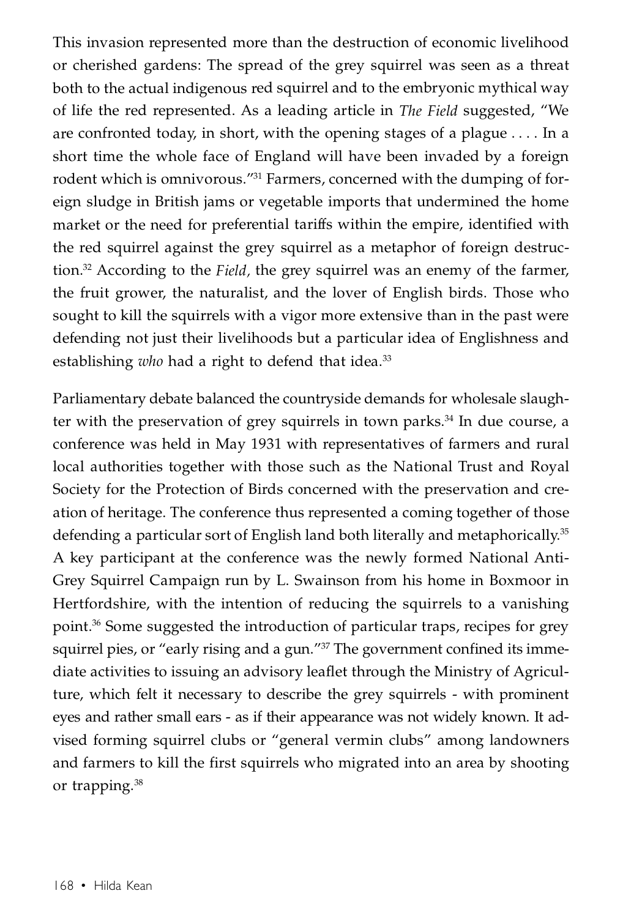This invasion represented more than the destruction of economic livelihood or cherished gardens: The spread of the grey squirrel was seen as a threat both to the actual indigenous red squirrel and to the embryonic mythical way of life the red represented. As a leading article in *The Field* suggested, "We are confronted today, in short, with the opening stages of a plague . . . . In a short time the whole face of England will have been invaded by a foreign rodent which is omnivorous."[31] Farmers, concerned with the dumping of foreign sludge in British jams or vegetable imports that undermined the home market or the need for preferential tariffs within the empire, identified with the red squirrel against the grey squirrel as a metaphor of foreign destruction.[32] According to the *Field*, the grey squirrel was an enemy of the farmer, the fruit grower, the naturalist, and the lover of English birds. Those who sought to kill the squirrels with a vigor more extensive than in the past were defending not just their livelihoods but a particular idea of Englishness and establishing *who* had a right to defend that idea.[33]

Parliamentary debate balanced the countryside demands for wholesale slaughter with the preservation of grey squirrels in town parks.[34] In due course, a conference was held in May 1931 with representatives of farmers and rural local authorities together with those such as the National Trust and Royal Society for the Protection of Birds concerned with the preservation and creation of heritage. The conference thus represented a coming together of those defending a particular sort of English land both literally and metaphorically.[35] A key participant at the conference was the newly formed National Anti-Grey Squirrel Campaign run by L. Swainson from his home in Boxmoor in Hertfordshire, with the intention of reducing the squirrels to a vanishing point.[36] Some suggested the introduction of particular traps, recipes for grey squirrel pies, or "early rising and a gun."[37] The government confined its immediate activities to issuing an advisory leaflet through the Ministry of Agriculture, which felt it necessary to describe the grey squirrels - with prominent eyes and rather small ears - as if their appearance was not widely known. It advised forming squirrel clubs or "general vermin clubs" among landowners and farmers to kill the first squirrels who migrated into an area by shooting or trapping.[38]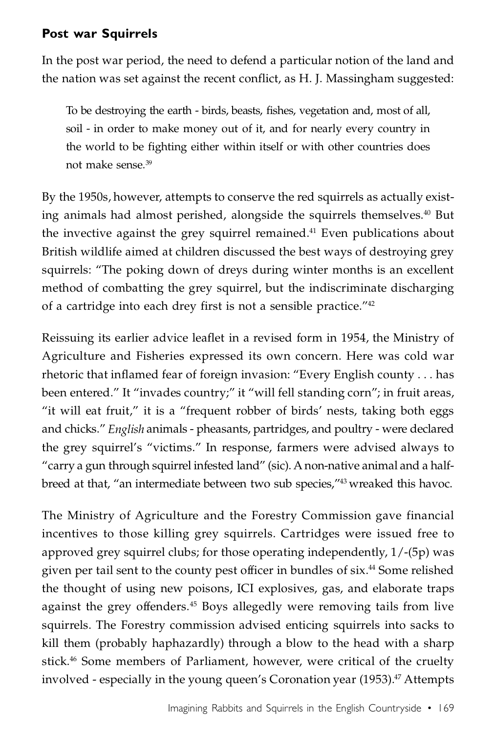## Post war Squirrels

In the post war period, the need to defend a particular notion of the land and the nation was set against the recent conflict, as H. J. Massingham suggested:

> To be destroying the earth - birds, beasts, fishes, vegetation and, most of all, soil - in order to make money out of it, and for nearly every country in the world to be fighting either within itself or with other countries does not make sense.[39]

By the 1950s, however, attempts to conserve the red squirrels as actually existing animals had almost perished, alongside the squirrels themselves.[40] But the invective against the grey squirrel remained.[41] Even publications about British wildlife aimed at children discussed the best ways of destroying grey squirrels: "The poking down of dreys during winter months is an excellent method of combatting the grey squirrel, but the indiscriminate discharging of a cartridge into each drey first is not a sensible practice."[42]

Reissuing its earlier advice leaflet in a revised form in 1954, the Ministry of Agriculture and Fisheries expressed its own concern. Here was cold war rhetoric that inflamed fear of foreign invasion: "Every English county . . . has been entered." It "invades country;" it "will fell standing corn"; in fruit areas, "it will eat fruit," it is a "frequent robber of birds' nests, taking both eggs and chicks." *English* animals - pheasants, partridges, and poultry - were declared the grey squirrel's "victims." In response, farmers were advised always to "carry a gun through squirrel infested land" (sic). A non-native animal and a half-breed at that, "an intermediate between two sub species,"[43] wreaked this havoc.

The Ministry of Agriculture and the Forestry Commission gave financial incentives to those killing grey squirrels. Cartridges were issued free to approved grey squirrel clubs; for those operating independently, 1/-(5p) was given per tail sent to the county pest officer in bundles of six.[44] Some relished the thought of using new poisons, ICI explosives, gas, and elaborate traps against the grey offenders.[45] Boys allegedly were removing tails from live squirrels. The Forestry commission advised enticing squirrels into sacks to kill them (probably haphazardly) through a blow to the head with a sharp stick.[46] Some members of Parliament, however, were critical of the cruelty involved - especially in the young queen's Coronation year (1953).[47] Attempts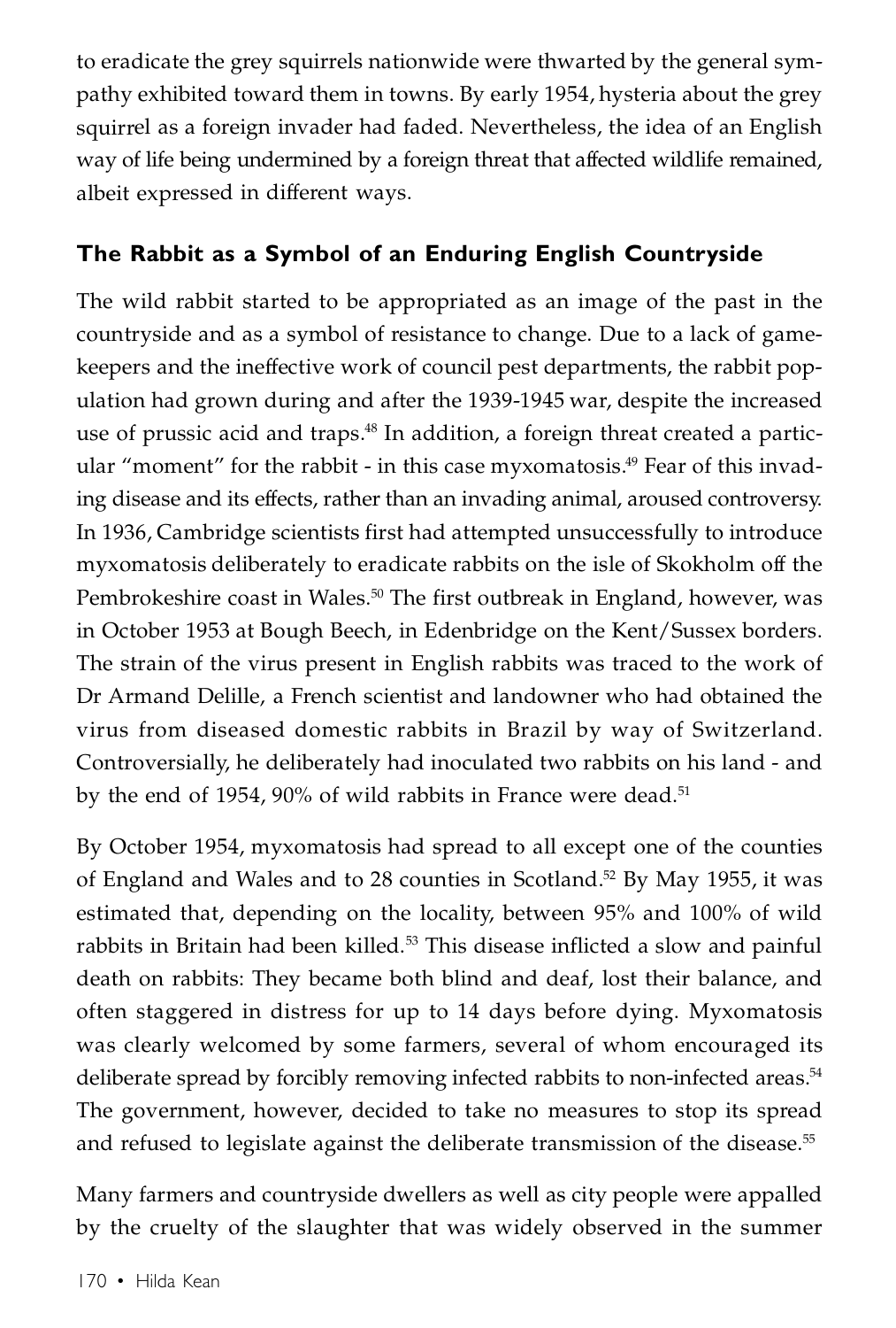to eradicate the grey squirrels nationwide were thwarted by the general sympathy exhibited toward them in towns. By early 1954, hysteria about the grey squirrel as a foreign invader had faded. Nevertheless, the idea of an English way of life being undermined by a foreign threat that affected wildlife remained, albeit expressed in different ways.

## The Rabbit as a Symbol of an Enduring English Countryside

The wild rabbit started to be appropriated as an image of the past in the countryside and as a symbol of resistance to change. Due to a lack of gamekeepers and the ineffective work of council pest departments, the rabbit population had grown during and after the 1939-1945 war, despite the increased use of prussic acid and traps.[48] In addition, a foreign threat created a particular "moment" for the rabbit - in this case myxomatosis.[49] Fear of this invading disease and its effects, rather than an invading animal, aroused controversy. In 1936, Cambridge scientists first had attempted unsuccessfully to introduce myxomatosis deliberately to eradicate rabbits on the isle of Skokholm off the Pembrokeshire coast in Wales.[50] The first outbreak in England, however, was in October 1953 at Bough Beech, in Edenbridge on the Kent/Sussex borders. The strain of the virus present in English rabbits was traced to the work of Dr Armand Delille, a French scientist and landowner who had obtained the virus from diseased domestic rabbits in Brazil by way of Switzerland. Controversially, he deliberately had inoculated two rabbits on his land - and by the end of 1954, 90% of wild rabbits in France were dead.[51]

By October 1954, myxomatosis had spread to all except one of the counties of England and Wales and to 28 counties in Scotland.[52] By May 1955, it was estimated that, depending on the locality, between 95% and 100% of wild rabbits in Britain had been killed.[53] This disease inflicted a slow and painful death on rabbits: They became both blind and deaf, lost their balance, and often staggered in distress for up to 14 days before dying. Myxomatosis was clearly welcomed by some farmers, several of whom encouraged its deliberate spread by forcibly removing infected rabbits to non-infected areas.[54] The government, however, decided to take no measures to stop its spread and refused to legislate against the deliberate transmission of the disease.[55]

Many farmers and countryside dwellers as well as city people were appalled by the cruelty of the slaughter that was widely observed in the summer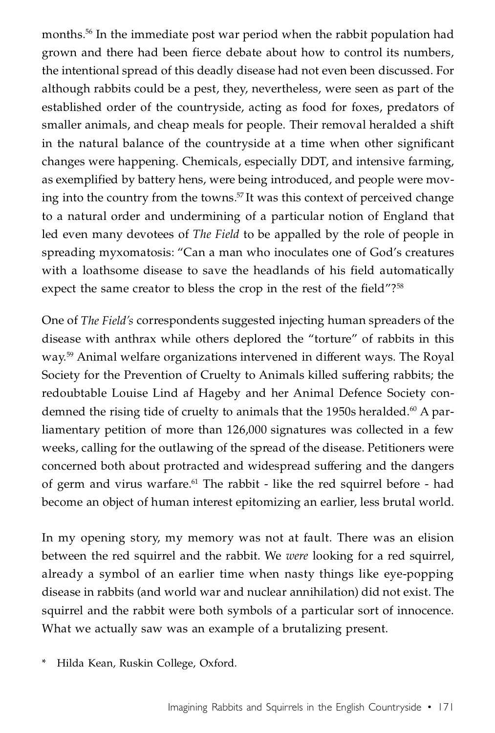months.[56] In the immediate post war period when the rabbit population had grown and there had been fierce debate about how to control its numbers, the intentional spread of this deadly disease had not even been discussed. For although rabbits could be a pest, they, nevertheless, were seen as part of the established order of the countryside, acting as food for foxes, predators of smaller animals, and cheap meals for people. Their removal heralded a shift in the natural balance of the countryside at a time when other significant changes were happening. Chemicals, especially DDT, and intensive farming, as exemplified by battery hens, were being introduced, and people were moving into the country from the towns.[57] It was this context of perceived change to a natural order and undermining of a particular notion of England that led even many devotees of *The Field* to be appalled by the role of people in spreading myxomatosis: "Can a man who inoculates one of God's creatures with a loathsome disease to save the headlands of his field automatically expect the same creator to bless the crop in the rest of the field"?[58]

One of *The Field's* correspondents suggested injecting human spreaders of the disease with anthrax while others deplored the "torture" of rabbits in this way.[59] Animal welfare organizations intervened in different ways. The Royal Society for the Prevention of Cruelty to Animals killed suffering rabbits; the redoubtable Louise Lind af Hageby and her Animal Defence Society condemned the rising tide of cruelty to animals that the 1950s heralded.[60] A parliamentary petition of more than 126,000 signatures was collected in a few weeks, calling for the outlawing of the spread of the disease. Petitioners were concerned both about protracted and widespread suffering and the dangers of germ and virus warfare.[61] The rabbit - like the red squirrel before - had become an object of human interest epitomizing an earlier, less brutal world.

In my opening story, my memory was not at fault. There was an elision between the red squirrel and the rabbit. We *were* looking for a red squirrel, already a symbol of an earlier time when nasty things like eye-popping disease in rabbits (and world war and nuclear annihilation) did not exist. The squirrel and the rabbit were both symbols of a particular sort of innocence. What we actually saw was an example of a brutalizing present.

\* Hilda Kean, Ruskin College, Oxford.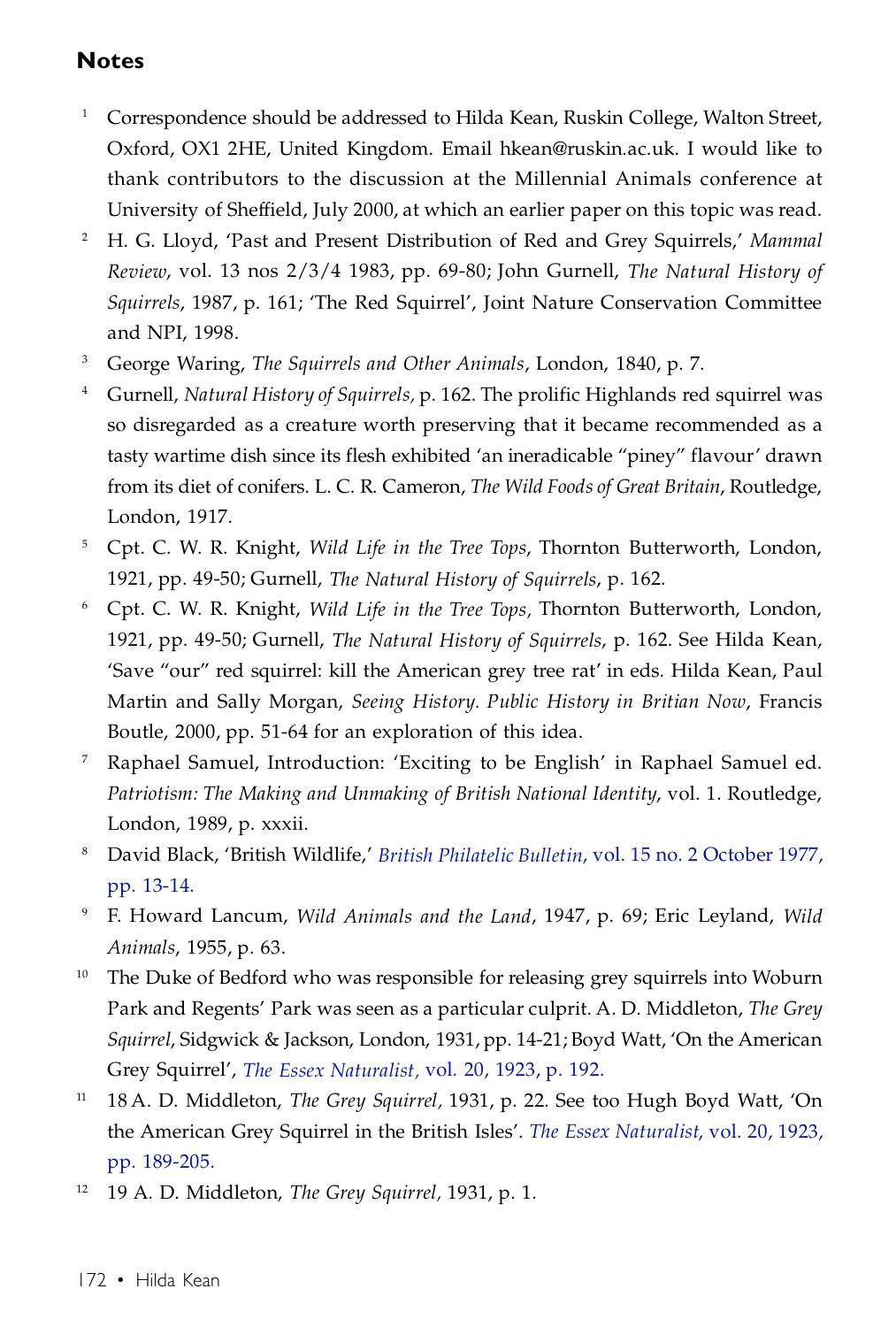## Notes

1. Correspondence should be addressed to Hilda Kean, Ruskin College, Walton Street, Oxford, OX1 2HE, United Kingdom. Email hkean@ruskin.ac.uk. I would like to thank contributors to the discussion at the Millennial Animals conference at University of Sheffield, July 2000, at which an earlier paper on this topic was read.
2. H. G. Lloyd, 'Past and Present Distribution of Red and Grey Squirrels,' *Mammal Review*, vol. 13 nos 2/3/4 1983, pp. 69-80; John Gurnell, *The Natural History of Squirrels*, 1987, p. 161; 'The Red Squirrel', Joint Nature Conservation Committee and NPI, 1998.
3. George Waring, *The Squirrels and Other Animals*, London, 1840, p. 7.
4. Gurnell, *Natural History of Squirrels,* p. 162. The prolific Highlands red squirrel was so disregarded as a creature worth preserving that it became recommended as a tasty wartime dish since its flesh exhibited 'an ineradicable "piney" flavour' drawn from its diet of conifers. L. C. R. Cameron, *The Wild Foods of Great Britain*, Routledge, London, 1917.
5. Cpt. C. W. R. Knight, *Wild Life in the Tree Tops*, Thornton Butterworth, London, 1921, pp. 49-50; Gurnell, *The Natural History of Squirrels*, p. 162.
6. Cpt. C. W. R. Knight, *Wild Life in the Tree Tops,* Thornton Butterworth, London, 1921, pp. 49-50; Gurnell, *The Natural History of Squirrels*, p. 162. See Hilda Kean, 'Save "our" red squirrel: kill the American grey tree rat' in eds. Hilda Kean, Paul Martin and Sally Morgan, *Seeing History. Public History in Britian Now*, Francis Boutle, 2000, pp. 51-64 for an exploration of this idea.
7. Raphael Samuel, Introduction: 'Exciting to be English' in Raphael Samuel ed. *Patriotism: The Making and Unmaking of British National Identity*, vol. 1. Routledge, London, 1989, p. xxxii.
8. David Black, 'British Wildlife,' *British Philatelic Bulletin*, vol. 15 no. 2 October 1977, pp. 13-14.
9. F. Howard Lancum, *Wild Animals and the Land*, 1947, p. 69; Eric Leyland, *Wild Animals*, 1955, p. 63.
10. The Duke of Bedford who was responsible for releasing grey squirrels into Woburn Park and Regents' Park was seen as a particular culprit. A. D. Middleton, *The Grey Squirrel*, Sidgwick & Jackson, London, 1931, pp. 14-21; Boyd Watt, 'On the American Grey Squirrel', *The Essex Naturalist*, vol. 20, 1923, p. 192.
11. 18 A. D. Middleton, *The Grey Squirrel,* 1931, p. 22. See too Hugh Boyd Watt, 'On the American Grey Squirrel in the British Isles'. *The Essex Naturalist*, vol. 20, 1923, pp. 189-205.
12. 19 A. D. Middleton, *The Grey Squirrel,* 1931, p. 1.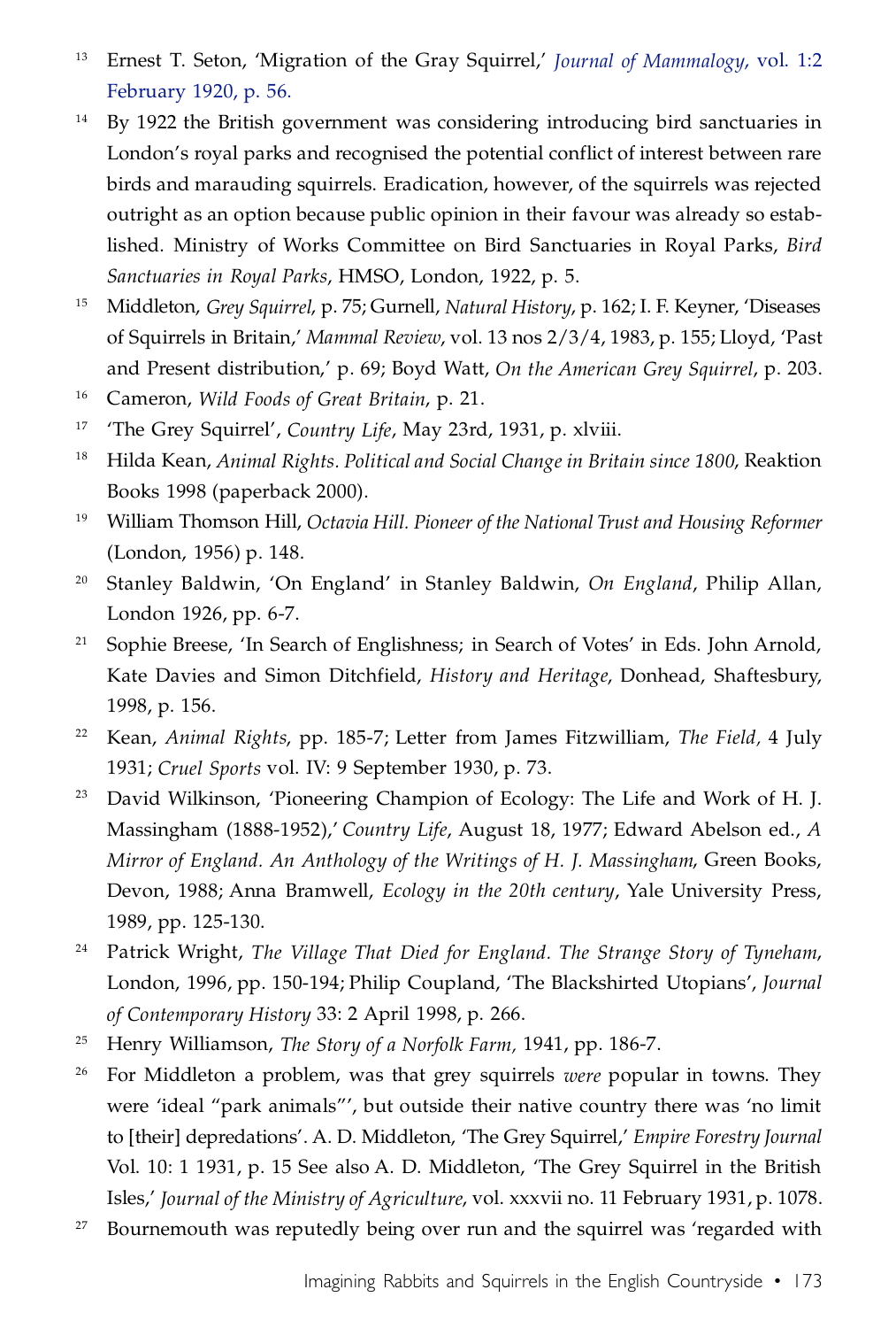13 Ernest T. Seton, 'Migration of the Gray Squirrel,' *Journal of Mammalogy*, vol. 1:2 February 1920, p. 56.

14 By 1922 the British government was considering introducing bird sanctuaries in London's royal parks and recognised the potential conflict of interest between rare birds and marauding squirrels. Eradication, however, of the squirrels was rejected outright as an option because public opinion in their favour was already so established. Ministry of Works Committee on Bird Sanctuaries in Royal Parks, *Bird Sanctuaries in Royal Parks*, HMSO, London, 1922, p. 5.

15 Middleton, *Grey Squirrel*, p. 75; Gurnell, *Natural History*, p. 162; I. F. Keyner, 'Diseases of Squirrels in Britain,' *Mammal Review*, vol. 13 nos 2/3/4, 1983, p. 155; Lloyd, 'Past and Present distribution,' p. 69; Boyd Watt, *On the American Grey Squirrel*, p. 203.

16 Cameron, *Wild Foods of Great Britain*, p. 21.

17 'The Grey Squirrel', *Country Life*, May 23rd, 1931, p. xlviii.

18 Hilda Kean, *Animal Rights. Political and Social Change in Britain since 1800*, Reaktion Books 1998 (paperback 2000).

19 William Thomson Hill, *Octavia Hill. Pioneer of the National Trust and Housing Reformer* (London, 1956) p. 148.

20 Stanley Baldwin, 'On England' in Stanley Baldwin, *On England*, Philip Allan, London 1926, pp. 6-7.

21 Sophie Breese, 'In Search of Englishness; in Search of Votes' in Eds. John Arnold, Kate Davies and Simon Ditchfield, *History and Heritage*, Donhead, Shaftesbury, 1998, p. 156.

22 Kean, *Animal Rights*, pp. 185-7; Letter from James Fitzwilliam, *The Field*, 4 July 1931; *Cruel Sports* vol. IV: 9 September 1930, p. 73.

23 David Wilkinson, 'Pioneering Champion of Ecology: The Life and Work of H. J. Massingham (1888-1952),' *Country Life*, August 18, 1977; Edward Abelson ed., *A Mirror of England. An Anthology of the Writings of H. J. Massingham*, Green Books, Devon, 1988; Anna Bramwell, *Ecology in the 20th century*, Yale University Press, 1989, pp. 125-130.

24 Patrick Wright, *The Village That Died for England. The Strange Story of Tyneham*, London, 1996, pp. 150-194; Philip Coupland, 'The Blackshirted Utopians', *Journal of Contemporary History* 33: 2 April 1998, p. 266.

25 Henry Williamson, *The Story of a Norfolk Farm*, 1941, pp. 186-7.

26 For Middleton a problem, was that grey squirrels *were* popular in towns. They were 'ideal "park animals"', but outside their native country there was 'no limit to [their] depredations'. A. D. Middleton, 'The Grey Squirrel,' *Empire Forestry Journal* Vol. 10: 1 1931, p. 15 See also A. D. Middleton, 'The Grey Squirrel in the British Isles,' *Journal of the Ministry of Agriculture*, vol. xxxvii no. 11 February 1931, p. 1078.

27 Bournemouth was reputedly being over run and the squirrel was 'regarded with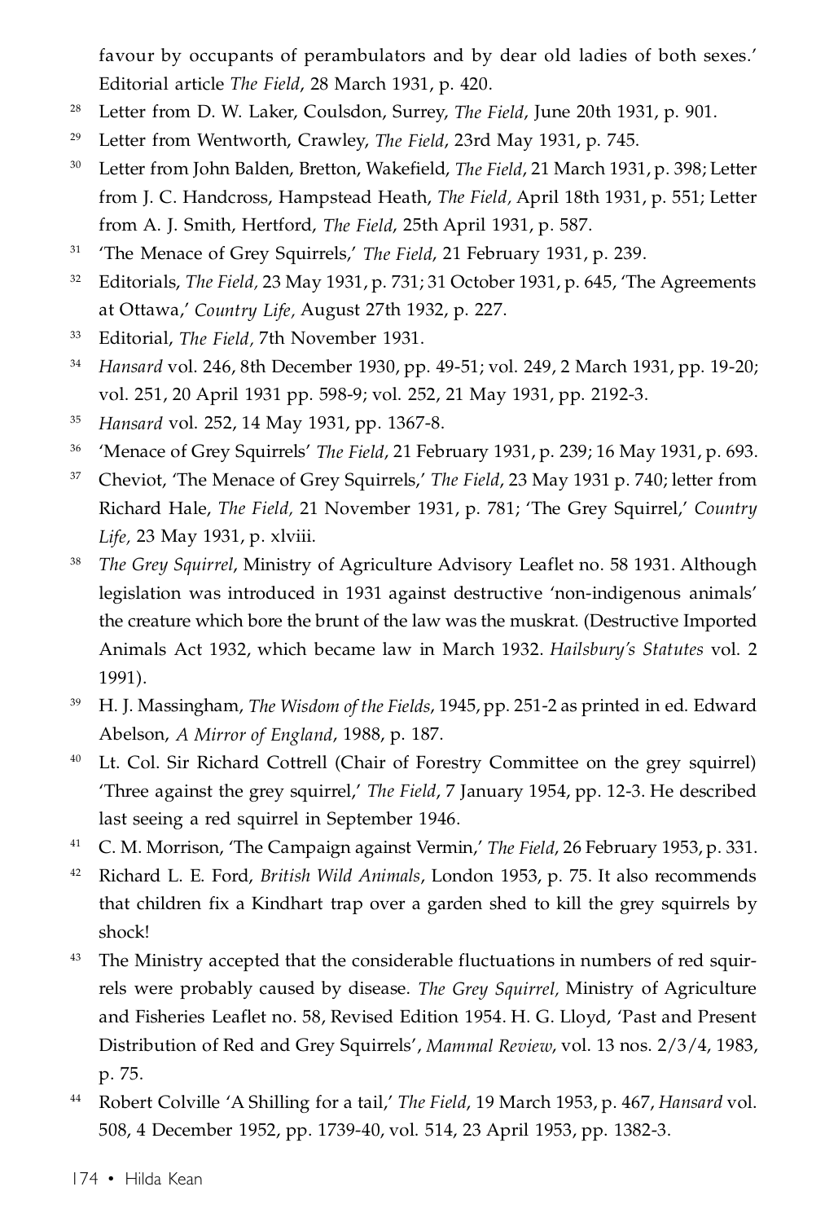favour by occupants of perambulators and by dear old ladies of both sexes.' Editorial article *The Field*, 28 March 1931, p. 420.

28 Letter from D. W. Laker, Coulsdon, Surrey, *The Field*, June 20th 1931, p. 901.

29 Letter from Wentworth, Crawley, *The Field*, 23rd May 1931, p. 745.

30 Letter from John Balden, Bretton, Wakefield, *The Field*, 21 March 1931, p. 398; Letter from J. C. Handcross, Hampstead Heath, *The Field,* April 18th 1931, p. 551; Letter from A. J. Smith, Hertford, *The Field*, 25th April 1931, p. 587.

31 'The Menace of Grey Squirrels,' *The Field*, 21 February 1931, p. 239.

32 Editorials, *The Field,* 23 May 1931, p. 731; 31 October 1931, p. 645, 'The Agreements at Ottawa,' *Country Life,* August 27th 1932, p. 227.

33 Editorial, *The Field*, 7th November 1931.

34 *Hansard* vol. 246, 8th December 1930, pp. 49-51; vol. 249, 2 March 1931, pp. 19-20; vol. 251, 20 April 1931 pp. 598-9; vol. 252, 21 May 1931, pp. 2192-3.

35 *Hansard* vol. 252, 14 May 1931, pp. 1367-8.

36 'Menace of Grey Squirrels' *The Field*, 21 February 1931, p. 239; 16 May 1931, p. 693.

37 Cheviot, 'The Menace of Grey Squirrels,' *The Field*, 23 May 1931 p. 740; letter from Richard Hale, *The Field,* 21 November 1931, p. 781; 'The Grey Squirrel,' *Country Life,* 23 May 1931, p. xlviii.

38 *The Grey Squirrel*, Ministry of Agriculture Advisory Leaflet no. 58 1931. Although legislation was introduced in 1931 against destructive 'non-indigenous animals' the creature which bore the brunt of the law was the muskrat. (Destructive Imported Animals Act 1932, which became law in March 1932. *Hailsbury's Statutes* vol. 2 1991).

39 H. J. Massingham, *The Wisdom of the Fields*, 1945, pp. 251-2 as printed in ed. Edward Abelson, *A Mirror of England*, 1988, p. 187.

40 Lt. Col. Sir Richard Cottrell (Chair of Forestry Committee on the grey squirrel) 'Three against the grey squirrel,' *The Field*, 7 January 1954, pp. 12-3. He described last seeing a red squirrel in September 1946.

41 C. M. Morrison, 'The Campaign against Vermin,' *The Field*, 26 February 1953, p. 331.

42 Richard L. E. Ford, *British Wild Animals*, London 1953, p. 75. It also recommends that children fix a Kindhart trap over a garden shed to kill the grey squirrels by shock!

43 The Ministry accepted that the considerable fluctuations in numbers of red squirrels were probably caused by disease. *The Grey Squirrel,* Ministry of Agriculture and Fisheries Leaflet no. 58, Revised Edition 1954. H. G. Lloyd, 'Past and Present Distribution of Red and Grey Squirrels', *Mammal Review*, vol. 13 nos. 2/3/4, 1983, p. 75.

44 Robert Colville 'A Shilling for a tail,' *The Field*, 19 March 1953, p. 467, *Hansard* vol. 508, 4 December 1952, pp. 1739-40, vol. 514, 23 April 1953, pp. 1382-3.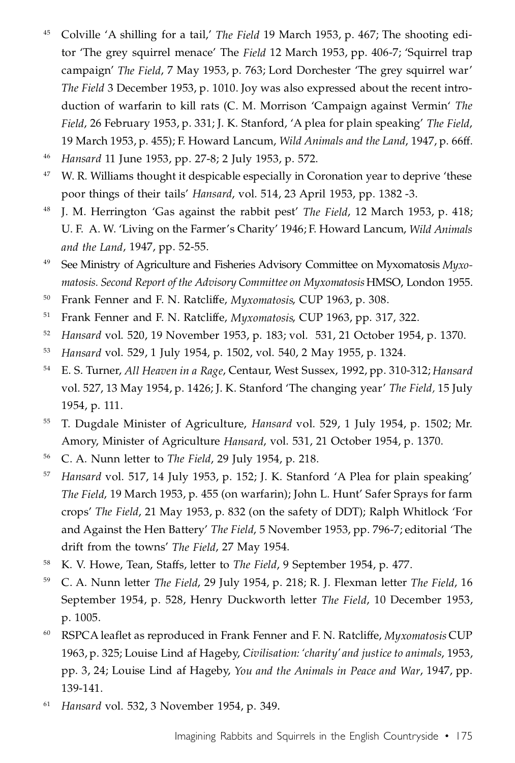45 Colville 'A shilling for a tail,' *The Field* 19 March 1953, p. 467; The shooting editor 'The grey squirrel menace' The *Field* 12 March 1953, pp. 406-7; 'Squirrel trap campaign' *The Field*, 7 May 1953, p. 763; Lord Dorchester 'The grey squirrel war' *The Field* 3 December 1953, p. 1010. Joy was also expressed about the recent introduction of warfarin to kill rats (C. M. Morrison 'Campaign against Vermin' *The Field*, 26 February 1953, p. 331; J. K. Stanford, 'A plea for plain speaking' *The Field*, 19 March 1953, p. 455); F. Howard Lancum, *Wild Animals and the Land*, 1947, p. 66ff.

46 *Hansard* 11 June 1953, pp. 27-8; 2 July 1953, p. 572.

47 W. R. Williams thought it despicable especially in Coronation year to deprive 'these poor things of their tails' *Hansard*, vol. 514, 23 April 1953, pp. 1382 -3.

48 J. M. Herrington 'Gas against the rabbit pest' *The Field*, 12 March 1953, p. 418; U. F. A. W. 'Living on the Farmer's Charity' 1946; F. Howard Lancum, *Wild Animals and the Land*, 1947, pp. 52-55.

49 See Ministry of Agriculture and Fisheries Advisory Committee on Myxomatosis *Myxomatosis. Second Report of the Advisory Committee on Myxomatosis* HMSO, London 1955.

50 Frank Fenner and F. N. Ratcliffe, *Myxomatosis*, CUP 1963, p. 308.

51 Frank Fenner and F. N. Ratcliffe, *Myxomatosis*, CUP 1963, pp. 317, 322.

52 *Hansard* vol. 520, 19 November 1953, p. 183; vol. 531, 21 October 1954, p. 1370.

53 *Hansard* vol. 529, 1 July 1954, p. 1502, vol. 540, 2 May 1955, p. 1324.

54 E. S. Turner, *All Heaven in a Rage*, Centaur, West Sussex, 1992, pp. 310-312; *Hansard* vol. 527, 13 May 1954, p. 1426; J. K. Stanford 'The changing year' *The Field*, 15 July 1954, p. 111.

55 T. Dugdale Minister of Agriculture, *Hansard* vol. 529, 1 July 1954, p. 1502; Mr. Amory, Minister of Agriculture *Hansard*, vol. 531, 21 October 1954, p. 1370.

56 C. A. Nunn letter to *The Field*, 29 July 1954, p. 218.

57 *Hansard* vol. 517, 14 July 1953, p. 152; J. K. Stanford 'A Plea for plain speaking' *The Field*, 19 March 1953, p. 455 (on warfarin); John L. Hunt' Safer Sprays for farm crops' *The Field*, 21 May 1953, p. 832 (on the safety of DDT); Ralph Whitlock 'For and Against the Hen Battery' *The Field*, 5 November 1953, pp. 796-7; editorial 'The drift from the towns' *The Field*, 27 May 1954.

58 K. V. Howe, Tean, Staffs, letter to *The Field*, 9 September 1954, p. 477.

59 C. A. Nunn letter *The Field*, 29 July 1954, p. 218; R. J. Flexman letter *The Field*, 16 September 1954, p. 528, Henry Duckworth letter *The Field*, 10 December 1953, p. 1005.

60 RSPCA leaflet as reproduced in Frank Fenner and F. N. Ratcliffe, *Myxomatosis* CUP 1963, p. 325; Louise Lind af Hageby, *Civilisation: 'charity' and justice to animals*, 1953, pp. 3, 24; Louise Lind af Hageby, *You and the Animals in Peace and War*, 1947, pp. 139-141.

61 *Hansard* vol. 532, 3 November 1954, p. 349.